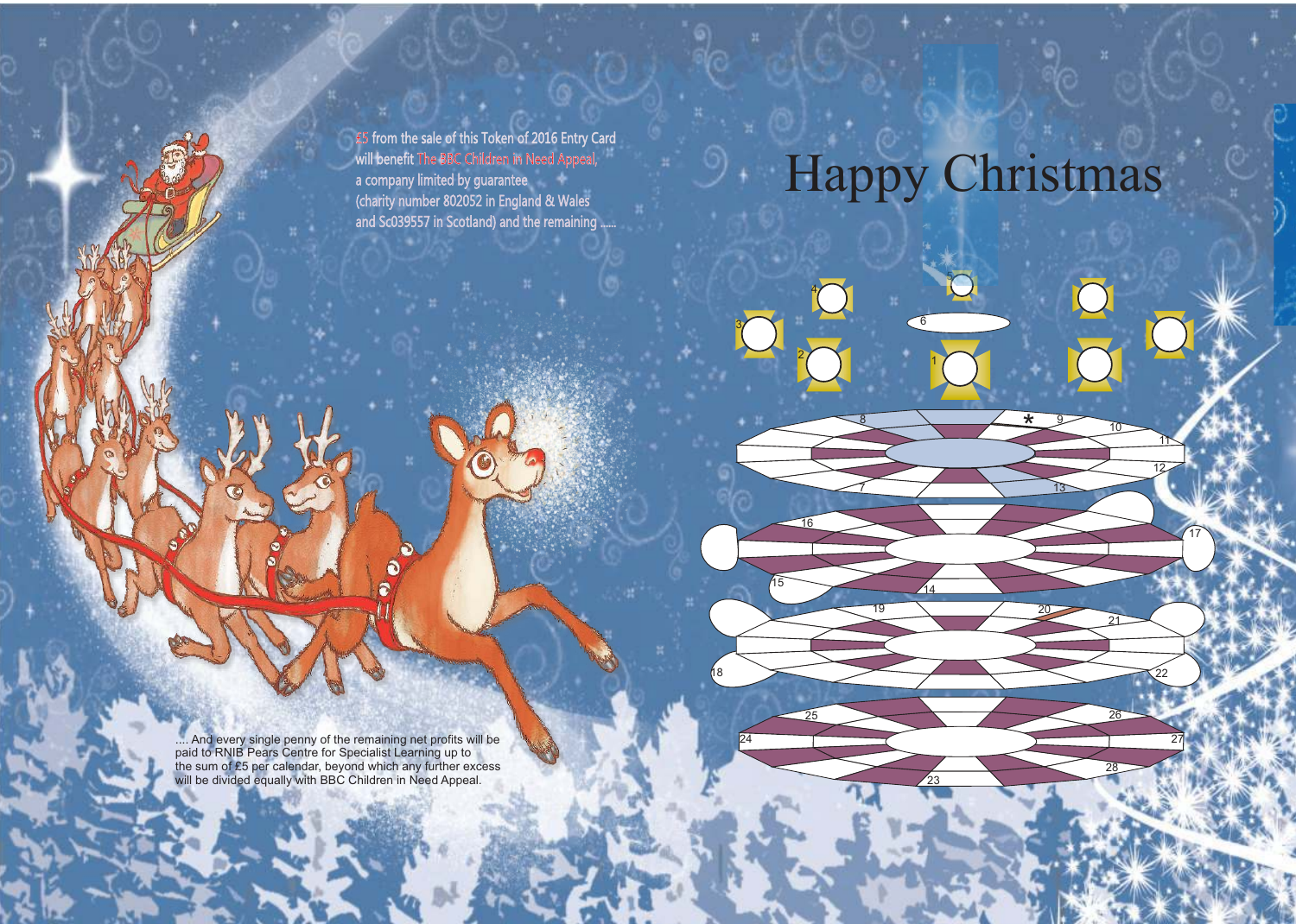£5 from the sale of this Token of 2016 Entry Card will benefit The BBC Children in Need Appeal, a company limited by guarantee (charity number 802052 in England & Wales and Sc039557 in Scotland) and the remaining ......

# Happy Christmas

.... And every single penny of the remaining net profits will be paid to RNIB Pears Centre for Specialist Learning up to the sum of £5 per calendar, beyond which any further excess will be divided equally with BBC Children in Need Appeal.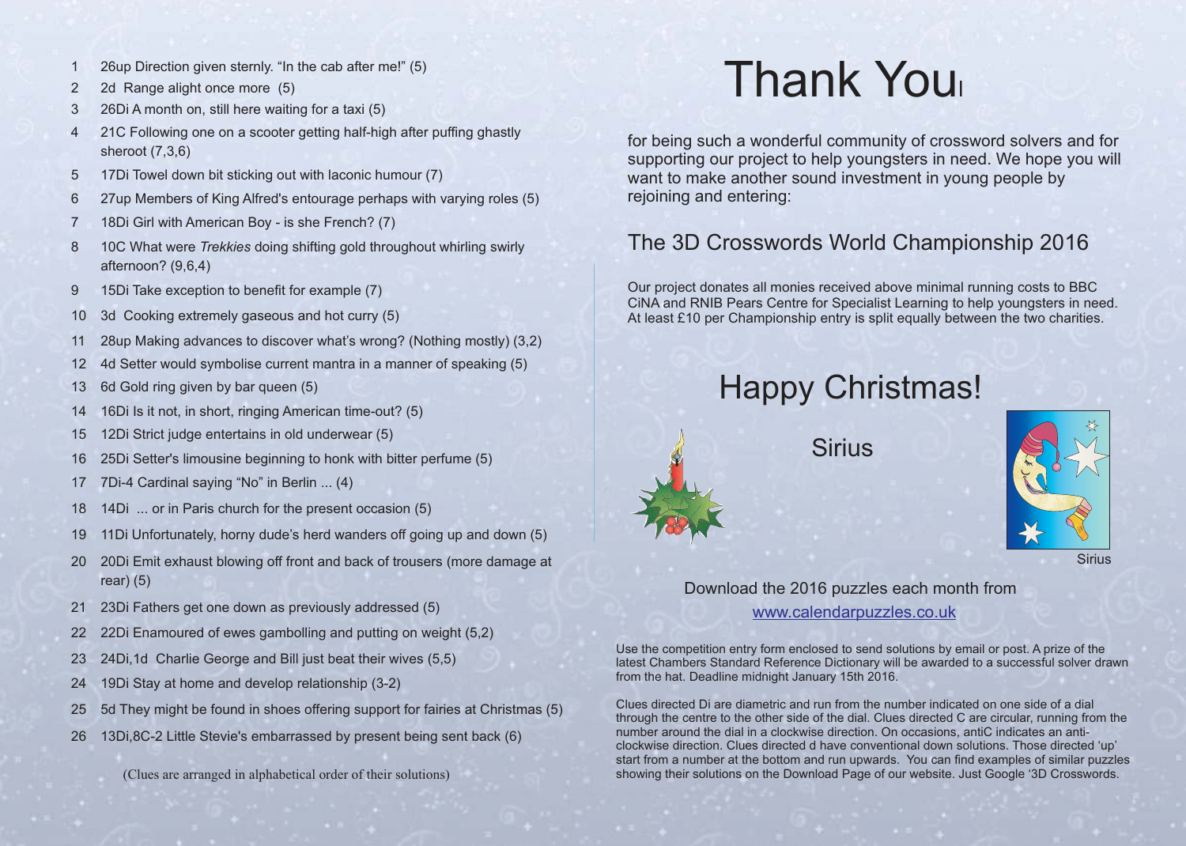1. 26up Direction given sternly. "In the cab after me!" (5)
2. 2d Range alight once more (5)
3. 26Di A month on, still here waiting for a taxi (5)
4. 21C Following one on a scooter getting half-high after puffing ghastly sheroot (7,3,6)
5. 17Di Towel down bit sticking out with laconic humour (7)
6. 27up Members of King Alfred's entourage perhaps with varying roles (5)
7. 18Di Girl with American Boy - is she French? (7)
8. 10C What were *Trekkies* doing shifting gold throughout whirling swirly afternoon? (9,6,4)
9. 15Di Take exception to benefit for example (7)
10. 3d Cooking extremely gaseous and hot curry (5)
11. 28up Making advances to discover what's wrong? (Nothing mostly) (3,2)
12. 4d Setter would symbolise current mantra in a manner of speaking (5)
13. 6d Gold ring given by bar queen (5)
14. 16Di Is it not, in short, ringing American time-out? (5)
15. 12Di Strict judge entertains in old underwear (5)
16. 25Di Setter's limousine beginning to honk with bitter perfume (5)
17. 7Di-4 Cardinal saying "No" in Berlin ... (4)
18. 14Di ... or in Paris church for the present occasion (5)
19. 11Di Unfortunately, horny dude's herd wanders off going up and down (5)
20. 20Di Emit exhaust blowing off front and back of trousers (more damage at rear) (5)
21. 23Di Fathers get one down as previously addressed (5)
22. 22Di Enamoured of ewes gambolling and putting on weight (5,2)
23. 24Di,1d Charlie George and Bill just beat their wives (5,5)
24. 19Di Stay at home and develop relationship (3-2)
25. 5d They might be found in shoes offering support for fairies at Christmas (5)
26. 13Di,8C-2 Little Stevie's embarrassed by present being sent back (6)

(Clues are arranged in alphabetical order of their solutions)

# Thank You

for being such a wonderful community of crossword solvers and for supporting our project to help youngsters in need. We hope you will want to make another sound investment in young people by rejoining and entering:

## The 3D Crosswords World Championship 2016

Our project donates all monies received above minimal running costs to BBC CiNA and RNIB Pears Centre for Specialist Learning to help youngsters in need. At least £10 per Championship entry is split equally between the two charities.

## Happy Christmas!

Sirius

Sirius

Download the 2016 puzzles each month from
www.calendarpuzzles.co.uk

Use the competition entry form enclosed to send solutions by email or post. A prize of the latest Chambers Standard Reference Dictionary will be awarded to a successful solver drawn from the hat. Deadline midnight January 15th 2016.

Clues directed Di are diametric and run from the number indicated on one side of a dial through the centre to the other side of the dial. Clues directed C are circular, running from the number around the dial in a clockwise direction. On occasions, antiC indicates an anti-clockwise direction. Clues directed d have conventional down solutions. Those directed 'up' start from a number at the bottom and run upwards. You can find examples of similar puzzles showing their solutions on the Download Page of our website. Just Google '3D Crosswords.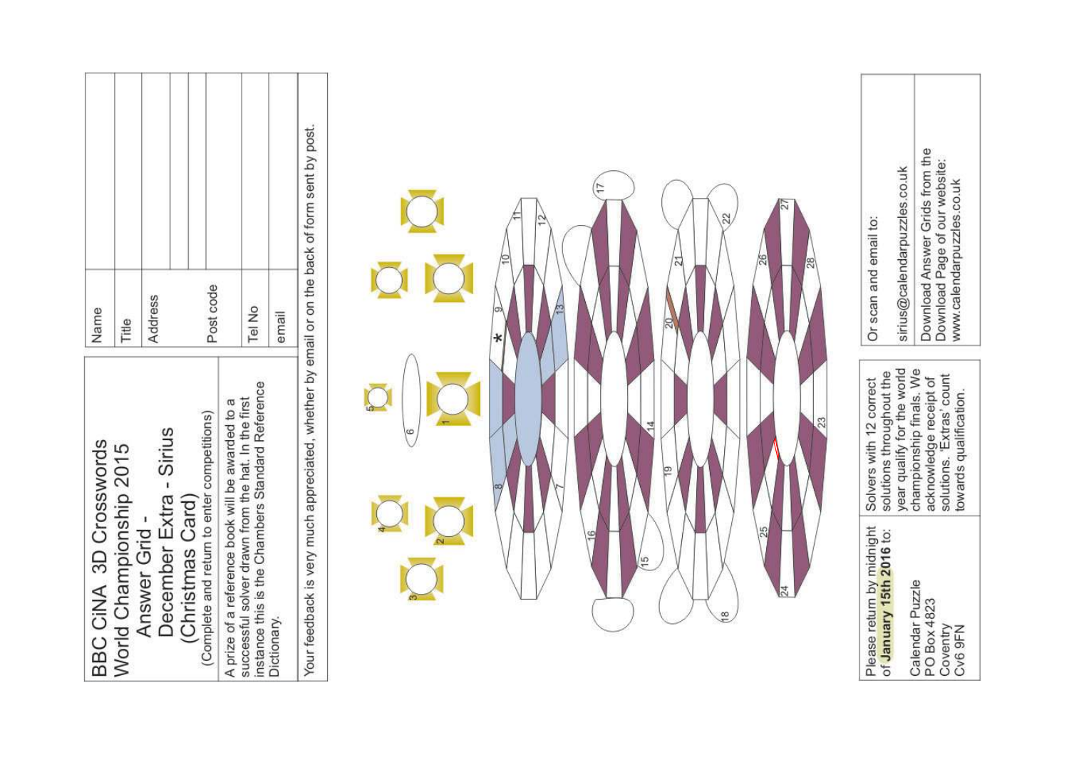# BBC CiNA 3D Crosswords World Championship 2015

## Answer Grid - December Extra - Sirius (Christmas Card)

(Complete and return to enter competitions)

A prize of a reference book will be awarded to a successful solver drawn from the hat. In the first instance this is the Chambers Standard Reference Dictionary.

| | |
|---|---|
| Name | |
| Title | |
| Address | |
| | |
| | |
| Post code | |
| Tel No | |
| email | |

Your feedback is very much appreciated, whether by email or on the back of form sent by post.

Please return by midnight of **January 15th 2016** to:

Calendar Puzzle
PO Box 4823
Coventry
Cv6 9FN

Solvers with 12 correct solutions throughout the year qualify for the world championship finals. We acknowledge receipt of solutions. 'Extras' count towards qualification.

Or scan and email to:

sirius@calendarpuzzles.co.uk

Download Answer Grids from the Download Page of our website: www.calendarpuzzles.co.uk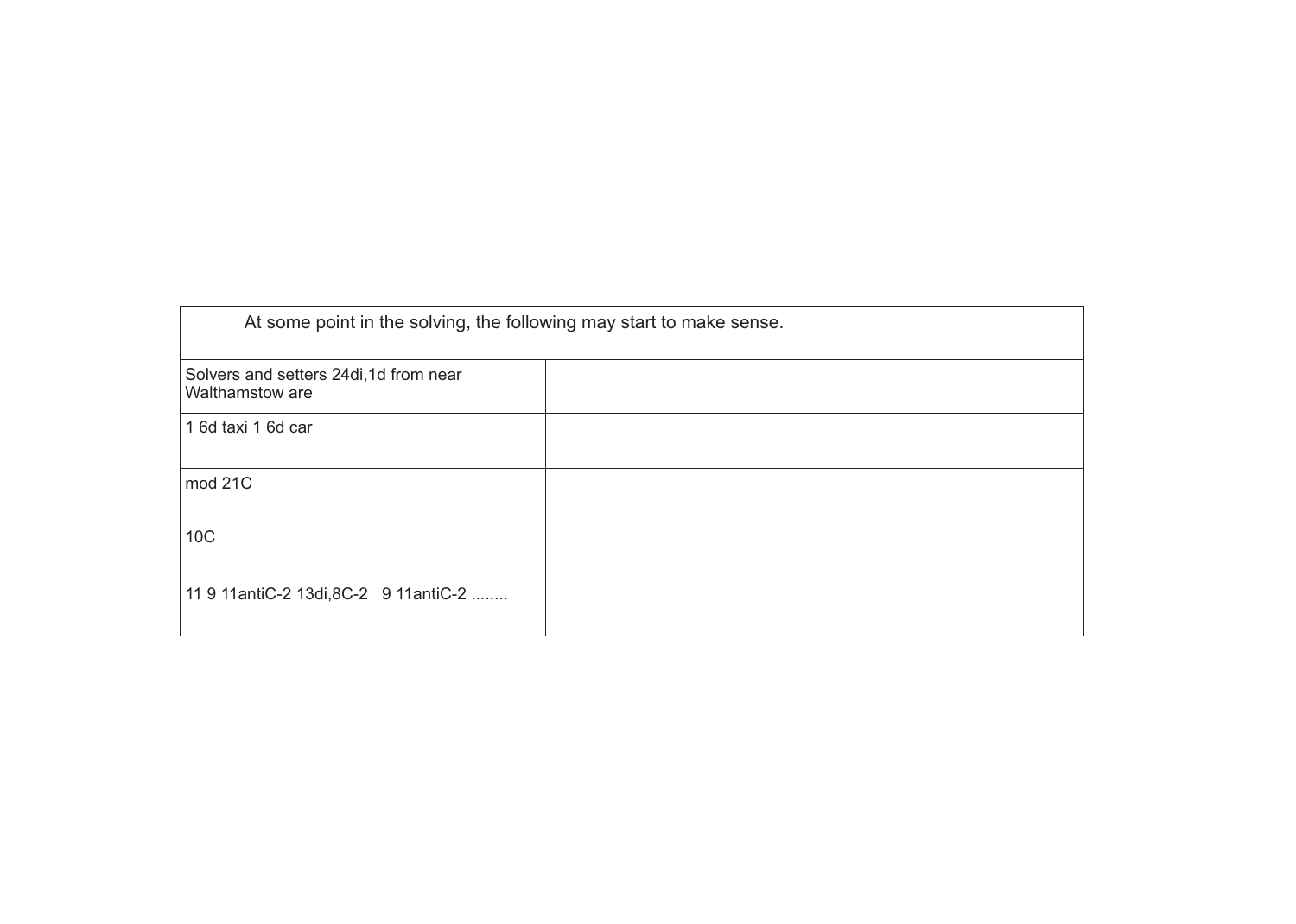At some point in the solving, the following may start to make sense.

| | |
|---|---|
| Solvers and setters 24di,1d from near Walthamstow are | |
| 1 6d taxi 1 6d car | |
| mod 21C | |
| 10C | |
| 11 9 11antiC-2 13di,8C-2   9 11antiC-2 ........ | |